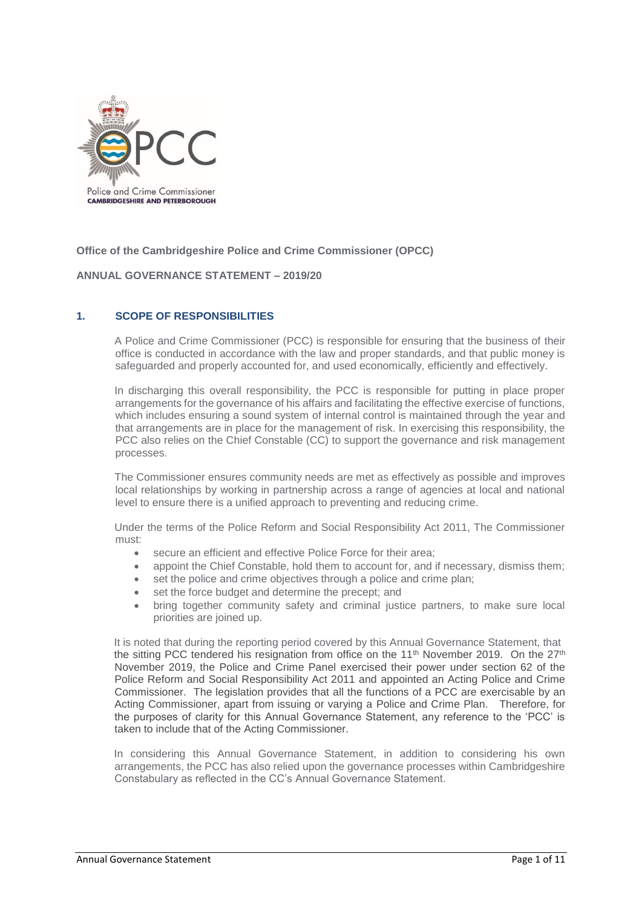Police and Crime Commissioner
CAMBRIDGESHIRE AND PETERBOROUGH

**Office of the Cambridgeshire Police and Crime Commissioner (OPCC)**

**ANNUAL GOVERNANCE STATEMENT – 2019/20**

## 1. SCOPE OF RESPONSIBILITIES

A Police and Crime Commissioner (PCC) is responsible for ensuring that the business of their office is conducted in accordance with the law and proper standards, and that public money is safeguarded and properly accounted for, and used economically, efficiently and effectively.

In discharging this overall responsibility, the PCC is responsible for putting in place proper arrangements for the governance of his affairs and facilitating the effective exercise of functions, which includes ensuring a sound system of internal control is maintained through the year and that arrangements are in place for the management of risk. In exercising this responsibility, the PCC also relies on the Chief Constable (CC) to support the governance and risk management processes.

The Commissioner ensures community needs are met as effectively as possible and improves local relationships by working in partnership across a range of agencies at local and national level to ensure there is a unified approach to preventing and reducing crime.

Under the terms of the Police Reform and Social Responsibility Act 2011, The Commissioner must:

- secure an efficient and effective Police Force for their area;
- appoint the Chief Constable, hold them to account for, and if necessary, dismiss them;
- set the police and crime objectives through a police and crime plan;
- set the force budget and determine the precept; and
- bring together community safety and criminal justice partners, to make sure local priorities are joined up.

It is noted that during the reporting period covered by this Annual Governance Statement, that the sitting PCC tendered his resignation from office on the 11th November 2019. On the 27th November 2019, the Police and Crime Panel exercised their power under section 62 of the Police Reform and Social Responsibility Act 2011 and appointed an Acting Police and Crime Commissioner. The legislation provides that all the functions of a PCC are exercisable by an Acting Commissioner, apart from issuing or varying a Police and Crime Plan. Therefore, for the purposes of clarity for this Annual Governance Statement, any reference to the 'PCC' is taken to include that of the Acting Commissioner.

In considering this Annual Governance Statement, in addition to considering his own arrangements, the PCC has also relied upon the governance processes within Cambridgeshire Constabulary as reflected in the CC's Annual Governance Statement.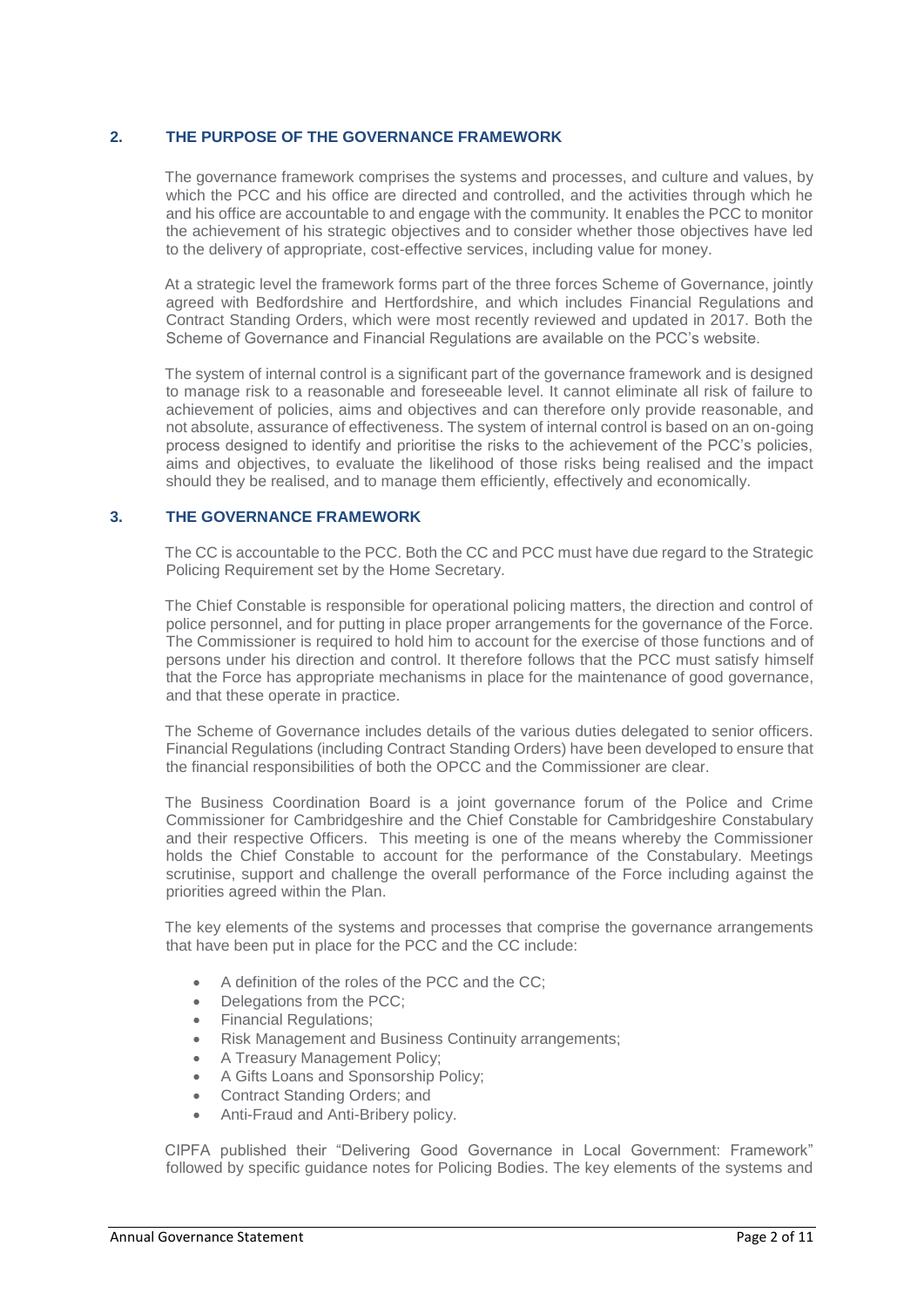## 2. THE PURPOSE OF THE GOVERNANCE FRAMEWORK

The governance framework comprises the systems and processes, and culture and values, by which the PCC and his office are directed and controlled, and the activities through which he and his office are accountable to and engage with the community. It enables the PCC to monitor the achievement of his strategic objectives and to consider whether those objectives have led to the delivery of appropriate, cost-effective services, including value for money.

At a strategic level the framework forms part of the three forces Scheme of Governance, jointly agreed with Bedfordshire and Hertfordshire, and which includes Financial Regulations and Contract Standing Orders, which were most recently reviewed and updated in 2017. Both the Scheme of Governance and Financial Regulations are available on the PCC's website.

The system of internal control is a significant part of the governance framework and is designed to manage risk to a reasonable and foreseeable level. It cannot eliminate all risk of failure to achievement of policies, aims and objectives and can therefore only provide reasonable, and not absolute, assurance of effectiveness. The system of internal control is based on an on-going process designed to identify and prioritise the risks to the achievement of the PCC's policies, aims and objectives, to evaluate the likelihood of those risks being realised and the impact should they be realised, and to manage them efficiently, effectively and economically.

## 3. THE GOVERNANCE FRAMEWORK

The CC is accountable to the PCC. Both the CC and PCC must have due regard to the Strategic Policing Requirement set by the Home Secretary.

The Chief Constable is responsible for operational policing matters, the direction and control of police personnel, and for putting in place proper arrangements for the governance of the Force. The Commissioner is required to hold him to account for the exercise of those functions and of persons under his direction and control. It therefore follows that the PCC must satisfy himself that the Force has appropriate mechanisms in place for the maintenance of good governance, and that these operate in practice.

The Scheme of Governance includes details of the various duties delegated to senior officers. Financial Regulations (including Contract Standing Orders) have been developed to ensure that the financial responsibilities of both the OPCC and the Commissioner are clear.

The Business Coordination Board is a joint governance forum of the Police and Crime Commissioner for Cambridgeshire and the Chief Constable for Cambridgeshire Constabulary and their respective Officers. This meeting is one of the means whereby the Commissioner holds the Chief Constable to account for the performance of the Constabulary. Meetings scrutinise, support and challenge the overall performance of the Force including against the priorities agreed within the Plan.

The key elements of the systems and processes that comprise the governance arrangements that have been put in place for the PCC and the CC include:

- A definition of the roles of the PCC and the CC;
- Delegations from the PCC;
- Financial Regulations;
- Risk Management and Business Continuity arrangements;
- A Treasury Management Policy;
- A Gifts Loans and Sponsorship Policy;
- Contract Standing Orders; and
- Anti-Fraud and Anti-Bribery policy.

CIPFA published their "Delivering Good Governance in Local Government: Framework" followed by specific guidance notes for Policing Bodies. The key elements of the systems and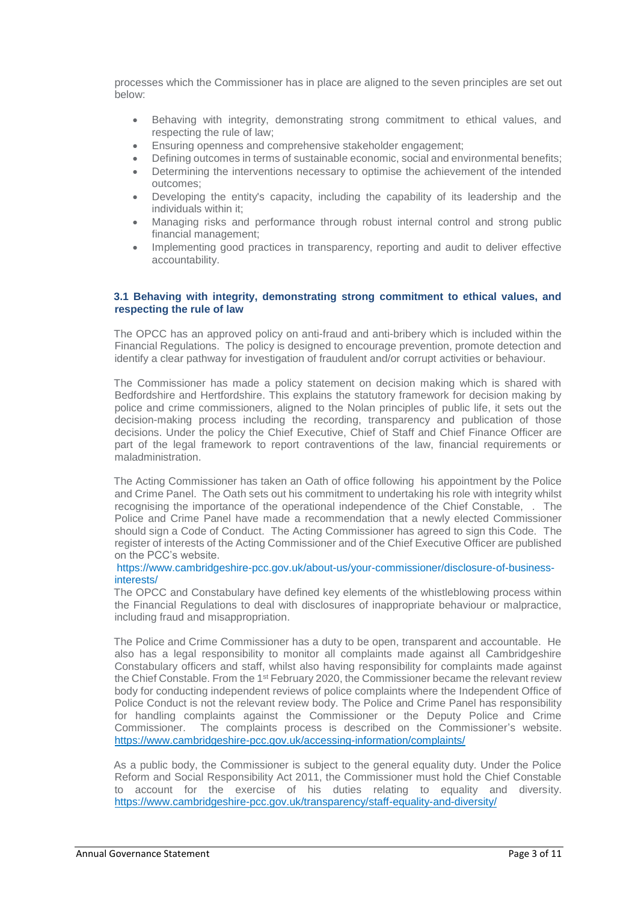processes which the Commissioner has in place are aligned to the seven principles are set out below:

- Behaving with integrity, demonstrating strong commitment to ethical values, and respecting the rule of law;
- Ensuring openness and comprehensive stakeholder engagement;
- Defining outcomes in terms of sustainable economic, social and environmental benefits;
- Determining the interventions necessary to optimise the achievement of the intended outcomes;
- Developing the entity's capacity, including the capability of its leadership and the individuals within it;
- Managing risks and performance through robust internal control and strong public financial management;
- Implementing good practices in transparency, reporting and audit to deliver effective accountability.

### 3.1 Behaving with integrity, demonstrating strong commitment to ethical values, and respecting the rule of law

The OPCC has an approved policy on anti-fraud and anti-bribery which is included within the Financial Regulations. The policy is designed to encourage prevention, promote detection and identify a clear pathway for investigation of fraudulent and/or corrupt activities or behaviour.

The Commissioner has made a policy statement on decision making which is shared with Bedfordshire and Hertfordshire. This explains the statutory framework for decision making by police and crime commissioners, aligned to the Nolan principles of public life, it sets out the decision-making process including the recording, transparency and publication of those decisions. Under the policy the Chief Executive, Chief of Staff and Chief Finance Officer are part of the legal framework to report contraventions of the law, financial requirements or maladministration.

The Acting Commissioner has taken an Oath of office following his appointment by the Police and Crime Panel. The Oath sets out his commitment to undertaking his role with integrity whilst recognising the importance of the operational independence of the Chief Constable, . The Police and Crime Panel have made a recommendation that a newly elected Commissioner should sign a Code of Conduct. The Acting Commissioner has agreed to sign this Code. The register of interests of the Acting Commissioner and of the Chief Executive Officer are published on the PCC's website.

https://www.cambridgeshire-pcc.gov.uk/about-us/your-commissioner/disclosure-of-business-interests/

The OPCC and Constabulary have defined key elements of the whistleblowing process within the Financial Regulations to deal with disclosures of inappropriate behaviour or malpractice, including fraud and misappropriation.

The Police and Crime Commissioner has a duty to be open, transparent and accountable. He also has a legal responsibility to monitor all complaints made against all Cambridgeshire Constabulary officers and staff, whilst also having responsibility for complaints made against the Chief Constable. From the 1st February 2020, the Commissioner became the relevant review body for conducting independent reviews of police complaints where the Independent Office of Police Conduct is not the relevant review body. The Police and Crime Panel has responsibility for handling complaints against the Commissioner or the Deputy Police and Crime Commissioner. The complaints process is described on the Commissioner's website. https://www.cambridgeshire-pcc.gov.uk/accessing-information/complaints/

As a public body, the Commissioner is subject to the general equality duty. Under the Police Reform and Social Responsibility Act 2011, the Commissioner must hold the Chief Constable to account for the exercise of his duties relating to equality and diversity. https://www.cambridgeshire-pcc.gov.uk/transparency/staff-equality-and-diversity/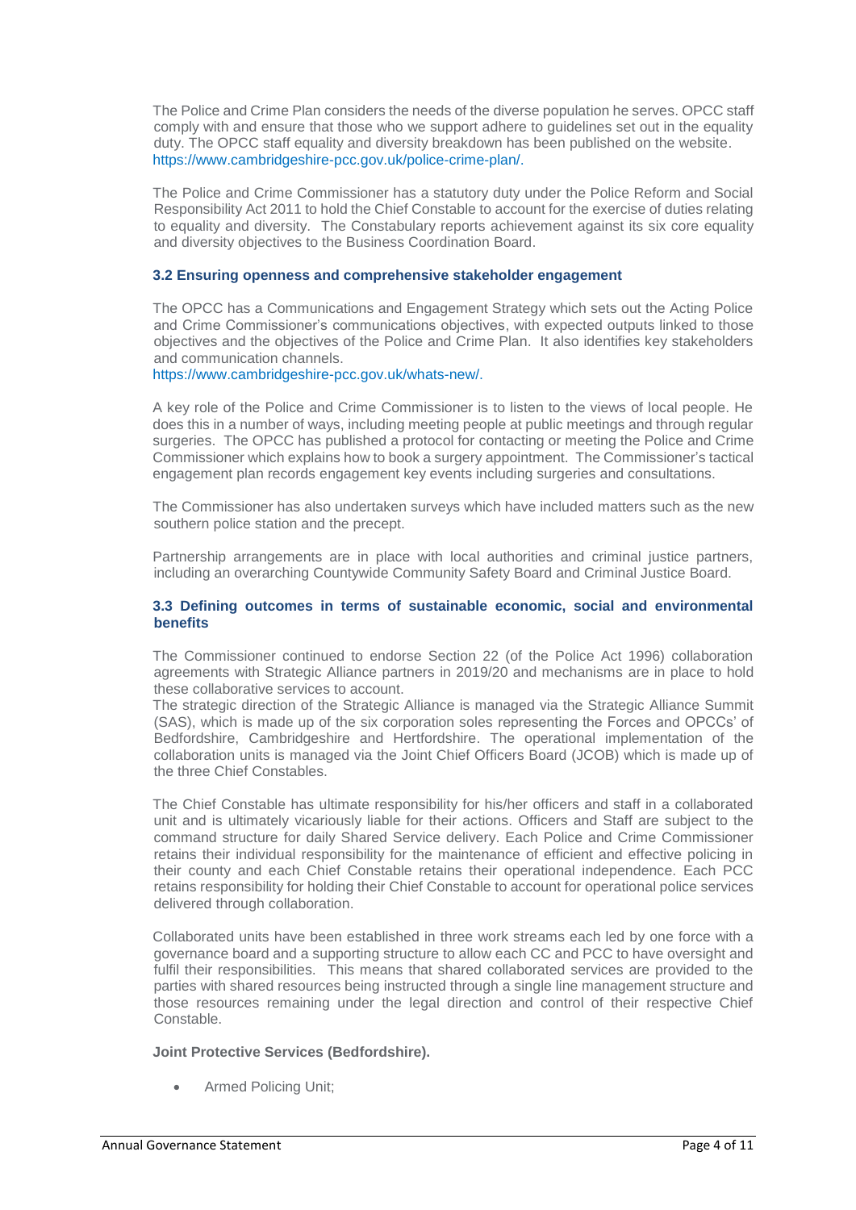The Police and Crime Plan considers the needs of the diverse population he serves. OPCC staff comply with and ensure that those who we support adhere to guidelines set out in the equality duty. The OPCC staff equality and diversity breakdown has been published on the website. https://www.cambridgeshire-pcc.gov.uk/police-crime-plan/.

The Police and Crime Commissioner has a statutory duty under the Police Reform and Social Responsibility Act 2011 to hold the Chief Constable to account for the exercise of duties relating to equality and diversity. The Constabulary reports achievement against its six core equality and diversity objectives to the Business Coordination Board.

### 3.2 Ensuring openness and comprehensive stakeholder engagement

The OPCC has a Communications and Engagement Strategy which sets out the Acting Police and Crime Commissioner's communications objectives, with expected outputs linked to those objectives and the objectives of the Police and Crime Plan. It also identifies key stakeholders and communication channels.
https://www.cambridgeshire-pcc.gov.uk/whats-new/.

A key role of the Police and Crime Commissioner is to listen to the views of local people. He does this in a number of ways, including meeting people at public meetings and through regular surgeries. The OPCC has published a protocol for contacting or meeting the Police and Crime Commissioner which explains how to book a surgery appointment. The Commissioner's tactical engagement plan records engagement key events including surgeries and consultations.

The Commissioner has also undertaken surveys which have included matters such as the new southern police station and the precept.

Partnership arrangements are in place with local authorities and criminal justice partners, including an overarching Countywide Community Safety Board and Criminal Justice Board.

### 3.3 Defining outcomes in terms of sustainable economic, social and environmental benefits

The Commissioner continued to endorse Section 22 (of the Police Act 1996) collaboration agreements with Strategic Alliance partners in 2019/20 and mechanisms are in place to hold these collaborative services to account.
The strategic direction of the Strategic Alliance is managed via the Strategic Alliance Summit (SAS), which is made up of the six corporation soles representing the Forces and OPCCs' of Bedfordshire, Cambridgeshire and Hertfordshire. The operational implementation of the collaboration units is managed via the Joint Chief Officers Board (JCOB) which is made up of the three Chief Constables.

The Chief Constable has ultimate responsibility for his/her officers and staff in a collaborated unit and is ultimately vicariously liable for their actions. Officers and Staff are subject to the command structure for daily Shared Service delivery. Each Police and Crime Commissioner retains their individual responsibility for the maintenance of efficient and effective policing in their county and each Chief Constable retains their operational independence. Each PCC retains responsibility for holding their Chief Constable to account for operational police services delivered through collaboration.

Collaborated units have been established in three work streams each led by one force with a governance board and a supporting structure to allow each CC and PCC to have oversight and fulfil their responsibilities. This means that shared collaborated services are provided to the parties with shared resources being instructed through a single line management structure and those resources remaining under the legal direction and control of their respective Chief Constable.

**Joint Protective Services (Bedfordshire).**

- Armed Policing Unit;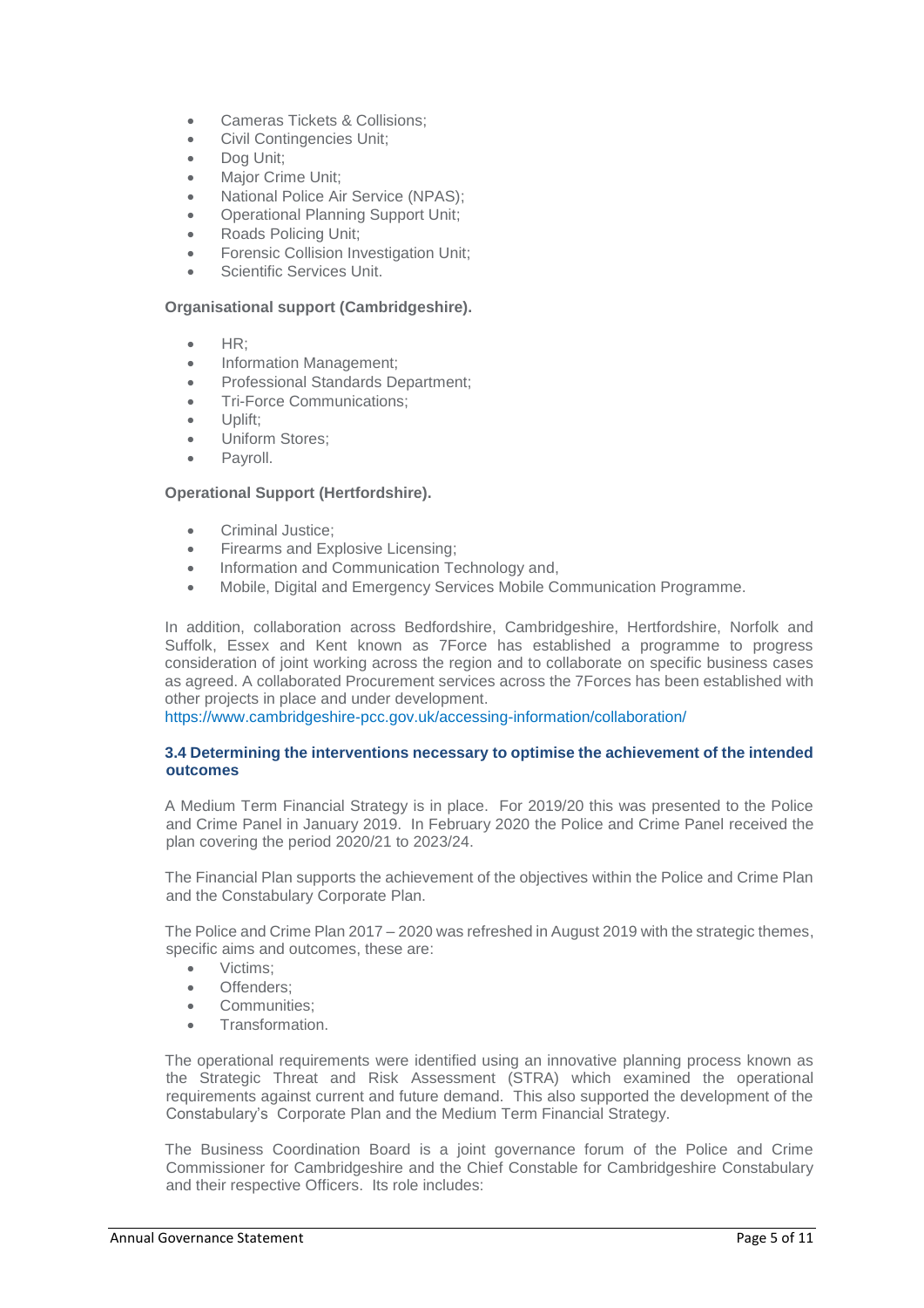- Cameras Tickets & Collisions;
- Civil Contingencies Unit;
- Dog Unit;
- Major Crime Unit;
- National Police Air Service (NPAS);
- Operational Planning Support Unit;
- Roads Policing Unit;
- Forensic Collision Investigation Unit;
- Scientific Services Unit.

**Organisational support (Cambridgeshire).**

- HR;
- Information Management;
- Professional Standards Department;
- Tri-Force Communications;
- Uplift;
- Uniform Stores;
- Payroll.

**Operational Support (Hertfordshire).**

- Criminal Justice;
- Firearms and Explosive Licensing;
- Information and Communication Technology and,
- Mobile, Digital and Emergency Services Mobile Communication Programme.

In addition, collaboration across Bedfordshire, Cambridgeshire, Hertfordshire, Norfolk and Suffolk, Essex and Kent known as 7Force has established a programme to progress consideration of joint working across the region and to collaborate on specific business cases as agreed. A collaborated Procurement services across the 7Forces has been established with other projects in place and under development.
https://www.cambridgeshire-pcc.gov.uk/accessing-information/collaboration/

### 3.4 Determining the interventions necessary to optimise the achievement of the intended outcomes

A Medium Term Financial Strategy is in place. For 2019/20 this was presented to the Police and Crime Panel in January 2019. In February 2020 the Police and Crime Panel received the plan covering the period 2020/21 to 2023/24.

The Financial Plan supports the achievement of the objectives within the Police and Crime Plan and the Constabulary Corporate Plan.

The Police and Crime Plan 2017 – 2020 was refreshed in August 2019 with the strategic themes, specific aims and outcomes, these are:

- Victims;
- Offenders;
- Communities;
- Transformation.

The operational requirements were identified using an innovative planning process known as the Strategic Threat and Risk Assessment (STRA) which examined the operational requirements against current and future demand. This also supported the development of the Constabulary's Corporate Plan and the Medium Term Financial Strategy.

The Business Coordination Board is a joint governance forum of the Police and Crime Commissioner for Cambridgeshire and the Chief Constable for Cambridgeshire Constabulary and their respective Officers. Its role includes: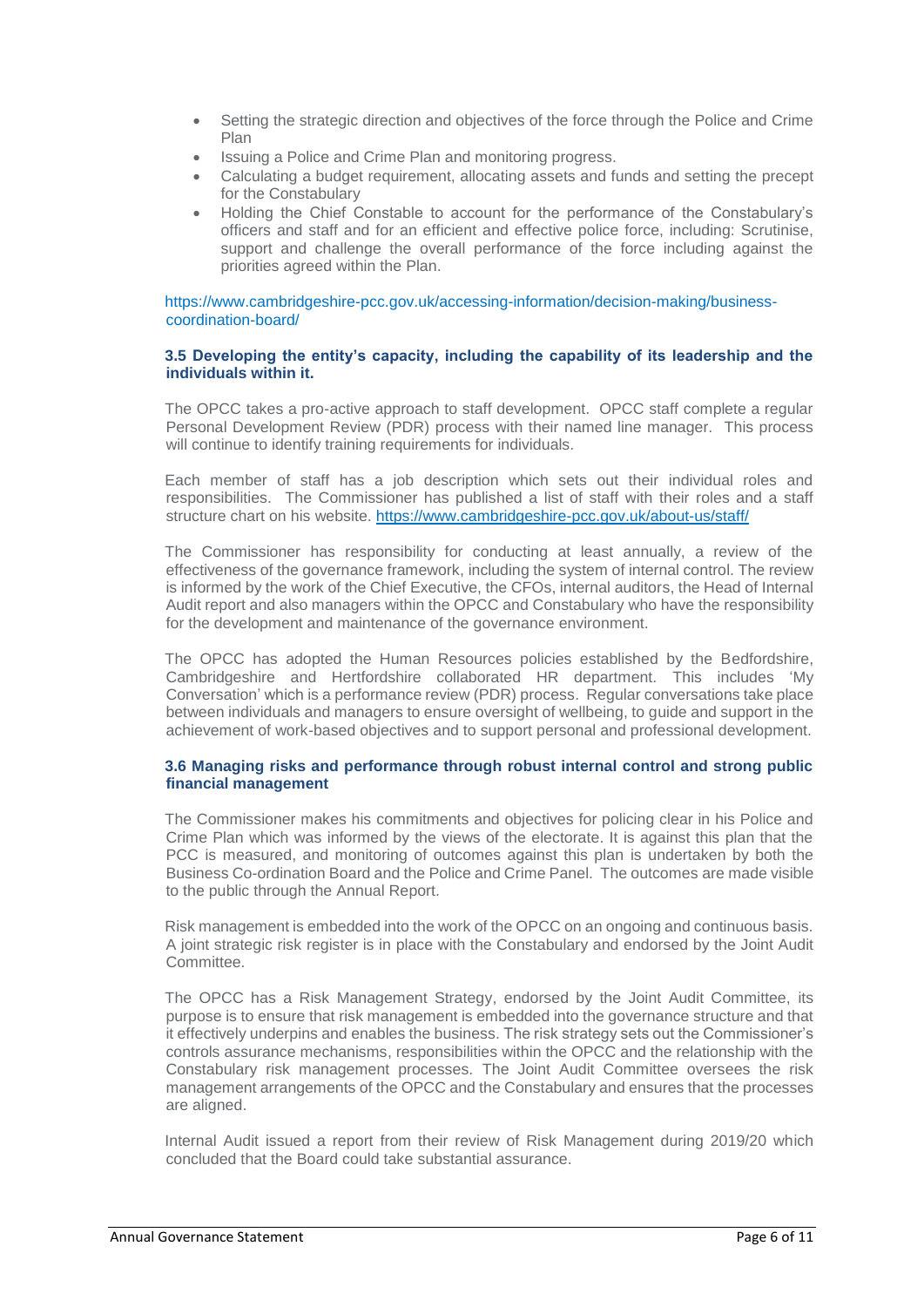- Setting the strategic direction and objectives of the force through the Police and Crime Plan
- Issuing a Police and Crime Plan and monitoring progress.
- Calculating a budget requirement, allocating assets and funds and setting the precept for the Constabulary
- Holding the Chief Constable to account for the performance of the Constabulary's officers and staff and for an efficient and effective police force, including: Scrutinise, support and challenge the overall performance of the force including against the priorities agreed within the Plan.

https://www.cambridgeshire-pcc.gov.uk/accessing-information/decision-making/business-coordination-board/

### 3.5 Developing the entity's capacity, including the capability of its leadership and the individuals within it.

The OPCC takes a pro-active approach to staff development. OPCC staff complete a regular Personal Development Review (PDR) process with their named line manager. This process will continue to identify training requirements for individuals.

Each member of staff has a job description which sets out their individual roles and responsibilities. The Commissioner has published a list of staff with their roles and a staff structure chart on his website. https://www.cambridgeshire-pcc.gov.uk/about-us/staff/

The Commissioner has responsibility for conducting at least annually, a review of the effectiveness of the governance framework, including the system of internal control. The review is informed by the work of the Chief Executive, the CFOs, internal auditors, the Head of Internal Audit report and also managers within the OPCC and Constabulary who have the responsibility for the development and maintenance of the governance environment.

The OPCC has adopted the Human Resources policies established by the Bedfordshire, Cambridgeshire and Hertfordshire collaborated HR department. This includes 'My Conversation' which is a performance review (PDR) process. Regular conversations take place between individuals and managers to ensure oversight of wellbeing, to guide and support in the achievement of work-based objectives and to support personal and professional development.

### 3.6 Managing risks and performance through robust internal control and strong public financial management

The Commissioner makes his commitments and objectives for policing clear in his Police and Crime Plan which was informed by the views of the electorate. It is against this plan that the PCC is measured, and monitoring of outcomes against this plan is undertaken by both the Business Co-ordination Board and the Police and Crime Panel. The outcomes are made visible to the public through the Annual Report.

Risk management is embedded into the work of the OPCC on an ongoing and continuous basis. A joint strategic risk register is in place with the Constabulary and endorsed by the Joint Audit Committee.

The OPCC has a Risk Management Strategy, endorsed by the Joint Audit Committee, its purpose is to ensure that risk management is embedded into the governance structure and that it effectively underpins and enables the business. The risk strategy sets out the Commissioner's controls assurance mechanisms, responsibilities within the OPCC and the relationship with the Constabulary risk management processes. The Joint Audit Committee oversees the risk management arrangements of the OPCC and the Constabulary and ensures that the processes are aligned.

Internal Audit issued a report from their review of Risk Management during 2019/20 which concluded that the Board could take substantial assurance.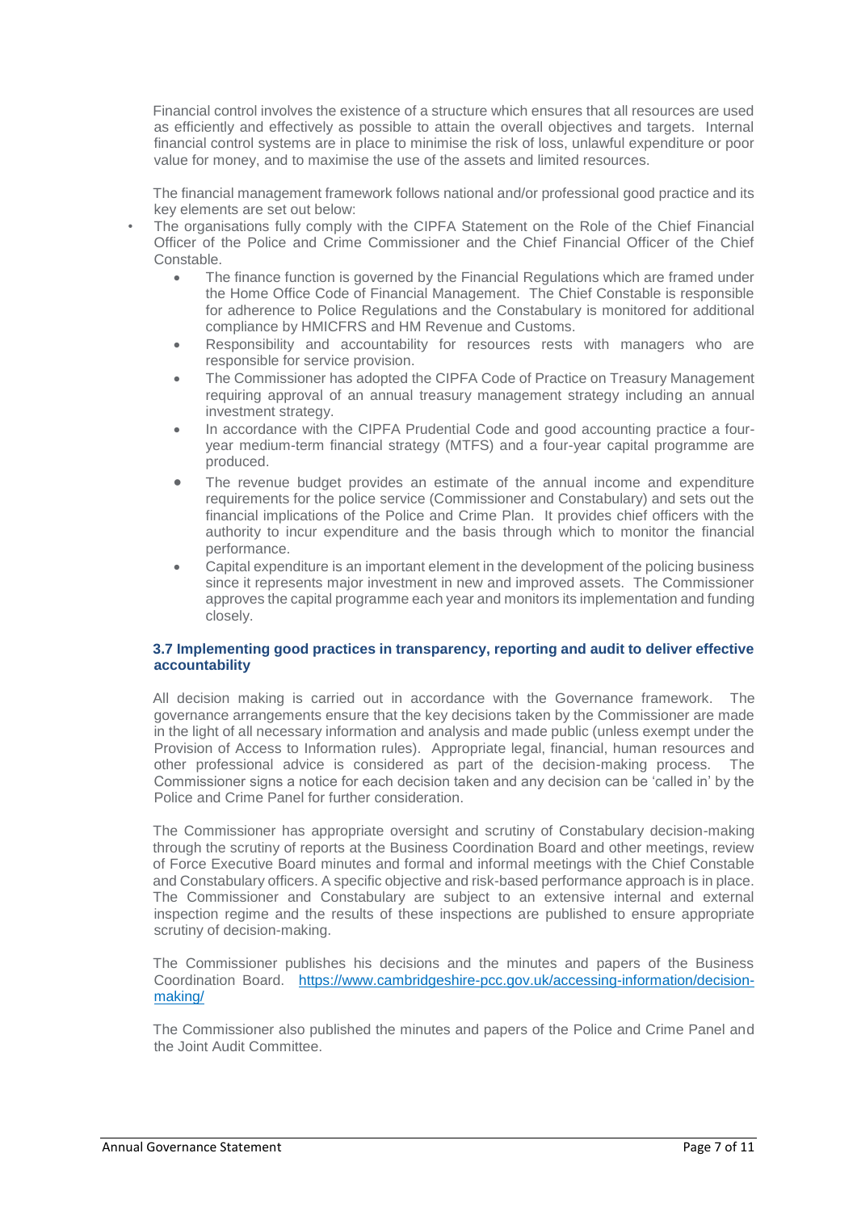Financial control involves the existence of a structure which ensures that all resources are used as efficiently and effectively as possible to attain the overall objectives and targets. Internal financial control systems are in place to minimise the risk of loss, unlawful expenditure or poor value for money, and to maximise the use of the assets and limited resources.

The financial management framework follows national and/or professional good practice and its key elements are set out below:

- The organisations fully comply with the CIPFA Statement on the Role of the Chief Financial Officer of the Police and Crime Commissioner and the Chief Financial Officer of the Chief Constable.
  - The finance function is governed by the Financial Regulations which are framed under the Home Office Code of Financial Management. The Chief Constable is responsible for adherence to Police Regulations and the Constabulary is monitored for additional compliance by HMICFRS and HM Revenue and Customs.
  - Responsibility and accountability for resources rests with managers who are responsible for service provision.
  - The Commissioner has adopted the CIPFA Code of Practice on Treasury Management requiring approval of an annual treasury management strategy including an annual investment strategy.
  - In accordance with the CIPFA Prudential Code and good accounting practice a four-year medium-term financial strategy (MTFS) and a four-year capital programme are produced.
  - The revenue budget provides an estimate of the annual income and expenditure requirements for the police service (Commissioner and Constabulary) and sets out the financial implications of the Police and Crime Plan. It provides chief officers with the authority to incur expenditure and the basis through which to monitor the financial performance.
  - Capital expenditure is an important element in the development of the policing business since it represents major investment in new and improved assets. The Commissioner approves the capital programme each year and monitors its implementation and funding closely.

### 3.7 Implementing good practices in transparency, reporting and audit to deliver effective accountability

All decision making is carried out in accordance with the Governance framework. The governance arrangements ensure that the key decisions taken by the Commissioner are made in the light of all necessary information and analysis and made public (unless exempt under the Provision of Access to Information rules). Appropriate legal, financial, human resources and other professional advice is considered as part of the decision-making process. The Commissioner signs a notice for each decision taken and any decision can be 'called in' by the Police and Crime Panel for further consideration.

The Commissioner has appropriate oversight and scrutiny of Constabulary decision-making through the scrutiny of reports at the Business Coordination Board and other meetings, review of Force Executive Board minutes and formal and informal meetings with the Chief Constable and Constabulary officers. A specific objective and risk-based performance approach is in place. The Commissioner and Constabulary are subject to an extensive internal and external inspection regime and the results of these inspections are published to ensure appropriate scrutiny of decision-making.

The Commissioner publishes his decisions and the minutes and papers of the Business Coordination Board. [https://www.cambridgeshire-pcc.gov.uk/accessing-information/decision-making/](https://www.cambridgeshire-pcc.gov.uk/accessing-information/decision-making/)

The Commissioner also published the minutes and papers of the Police and Crime Panel and the Joint Audit Committee.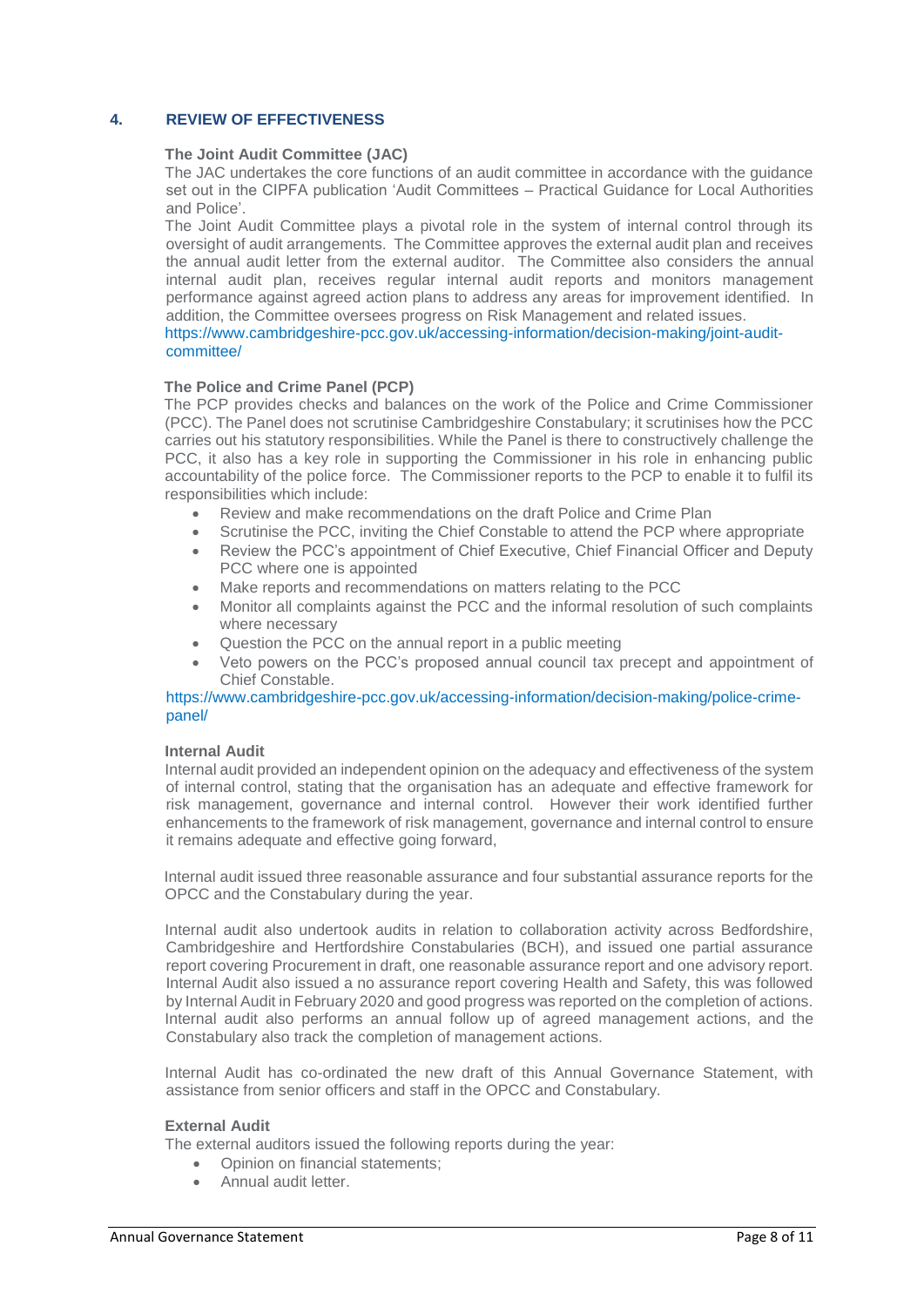## 4. REVIEW OF EFFECTIVENESS

**The Joint Audit Committee (JAC)**

The JAC undertakes the core functions of an audit committee in accordance with the guidance set out in the CIPFA publication 'Audit Committees – Practical Guidance for Local Authorities and Police'.

The Joint Audit Committee plays a pivotal role in the system of internal control through its oversight of audit arrangements. The Committee approves the external audit plan and receives the annual audit letter from the external auditor. The Committee also considers the annual internal audit plan, receives regular internal audit reports and monitors management performance against agreed action plans to address any areas for improvement identified. In addition, the Committee oversees progress on Risk Management and related issues.

https://www.cambridgeshire-pcc.gov.uk/accessing-information/decision-making/joint-audit-committee/

**The Police and Crime Panel (PCP)**

The PCP provides checks and balances on the work of the Police and Crime Commissioner (PCC). The Panel does not scrutinise Cambridgeshire Constabulary; it scrutinises how the PCC carries out his statutory responsibilities. While the Panel is there to constructively challenge the PCC, it also has a key role in supporting the Commissioner in his role in enhancing public accountability of the police force. The Commissioner reports to the PCP to enable it to fulfil its responsibilities which include:

- Review and make recommendations on the draft Police and Crime Plan
- Scrutinise the PCC, inviting the Chief Constable to attend the PCP where appropriate
- Review the PCC's appointment of Chief Executive, Chief Financial Officer and Deputy PCC where one is appointed
- Make reports and recommendations on matters relating to the PCC
- Monitor all complaints against the PCC and the informal resolution of such complaints where necessary
- Question the PCC on the annual report in a public meeting
- Veto powers on the PCC's proposed annual council tax precept and appointment of Chief Constable.

https://www.cambridgeshire-pcc.gov.uk/accessing-information/decision-making/police-crime-panel/

**Internal Audit**

Internal audit provided an independent opinion on the adequacy and effectiveness of the system of internal control, stating that the organisation has an adequate and effective framework for risk management, governance and internal control. However their work identified further enhancements to the framework of risk management, governance and internal control to ensure it remains adequate and effective going forward,

Internal audit issued three reasonable assurance and four substantial assurance reports for the OPCC and the Constabulary during the year.

Internal audit also undertook audits in relation to collaboration activity across Bedfordshire, Cambridgeshire and Hertfordshire Constabularies (BCH), and issued one partial assurance report covering Procurement in draft, one reasonable assurance report and one advisory report. Internal Audit also issued a no assurance report covering Health and Safety, this was followed by Internal Audit in February 2020 and good progress was reported on the completion of actions. Internal audit also performs an annual follow up of agreed management actions, and the Constabulary also track the completion of management actions.

Internal Audit has co-ordinated the new draft of this Annual Governance Statement, with assistance from senior officers and staff in the OPCC and Constabulary.

**External Audit**

The external auditors issued the following reports during the year:

- Opinion on financial statements;
- Annual audit letter.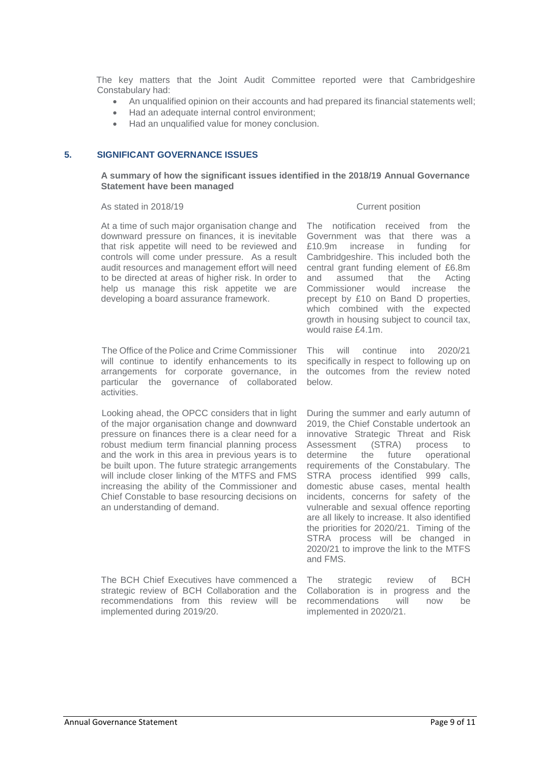The key matters that the Joint Audit Committee reported were that Cambridgeshire Constabulary had:

- An unqualified opinion on their accounts and had prepared its financial statements well;
- Had an adequate internal control environment;
- Had an unqualified value for money conclusion.

## 5. SIGNIFICANT GOVERNANCE ISSUES

**A summary of how the significant issues identified in the 2018/19 Annual Governance Statement have been managed**

| As stated in 2018/19 | Current position |
| --- | --- |
| At a time of such major organisation change and downward pressure on finances, it is inevitable that risk appetite will need to be reviewed and controls will come under pressure. As a result audit resources and management effort will need to be directed at areas of higher risk. In order to help us manage this risk appetite we are developing a board assurance framework. | The notification received from the Government was that there was a £10.9m increase in funding for Cambridgeshire. This included both the central grant funding element of £6.8m and assumed that the Acting Commissioner would increase the precept by £10 on Band D properties, which combined with the expected growth in housing subject to council tax, would raise £4.1m. |
| The Office of the Police and Crime Commissioner will continue to identify enhancements to its arrangements for corporate governance, in particular the governance of collaborated activities. | This will continue into 2020/21 specifically in respect to following up on the outcomes from the review noted below. |
| Looking ahead, the OPCC considers that in light of the major organisation change and downward pressure on finances there is a clear need for a robust medium term financial planning process and the work in this area in previous years is to be built upon. The future strategic arrangements will include closer linking of the MTFS and FMS increasing the ability of the Commissioner and Chief Constable to base resourcing decisions on an understanding of demand. | During the summer and early autumn of 2019, the Chief Constable undertook an innovative Strategic Threat and Risk Assessment (STRA) process to determine the future operational requirements of the Constabulary. The STRA process identified 999 calls, domestic abuse cases, mental health incidents, concerns for safety of the vulnerable and sexual offence reporting are all likely to increase. It also identified the priorities for 2020/21. Timing of the STRA process will be changed in 2020/21 to improve the link to the MTFS and FMS. |
| The BCH Chief Executives have commenced a strategic review of BCH Collaboration and the recommendations from this review will be implemented during 2019/20. | The strategic review of BCH Collaboration is in progress and the recommendations will now be implemented in 2020/21. |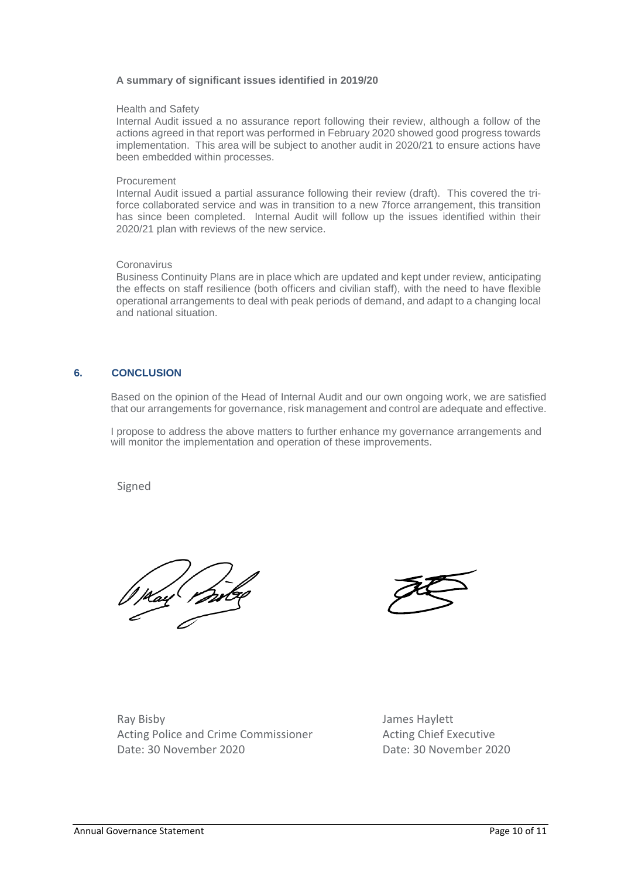**A summary of significant issues identified in 2019/20**

Health and Safety

Internal Audit issued a no assurance report following their review, although a follow of the actions agreed in that report was performed in February 2020 showed good progress towards implementation. This area will be subject to another audit in 2020/21 to ensure actions have been embedded within processes.

Procurement

Internal Audit issued a partial assurance following their review (draft). This covered the tri-force collaborated service and was in transition to a new 7force arrangement, this transition has since been completed. Internal Audit will follow up the issues identified within their 2020/21 plan with reviews of the new service.

Coronavirus

Business Continuity Plans are in place which are updated and kept under review, anticipating the effects on staff resilience (both officers and civilian staff), with the need to have flexible operational arrangements to deal with peak periods of demand, and adapt to a changing local and national situation.

## 6. CONCLUSION

Based on the opinion of the Head of Internal Audit and our own ongoing work, we are satisfied that our arrangements for governance, risk management and control are adequate and effective.

I propose to address the above matters to further enhance my governance arrangements and will monitor the implementation and operation of these improvements.

Signed

Ray Bisby
Acting Police and Crime Commissioner
Date: 30 November 2020

James Haylett
Acting Chief Executive
Date: 30 November 2020